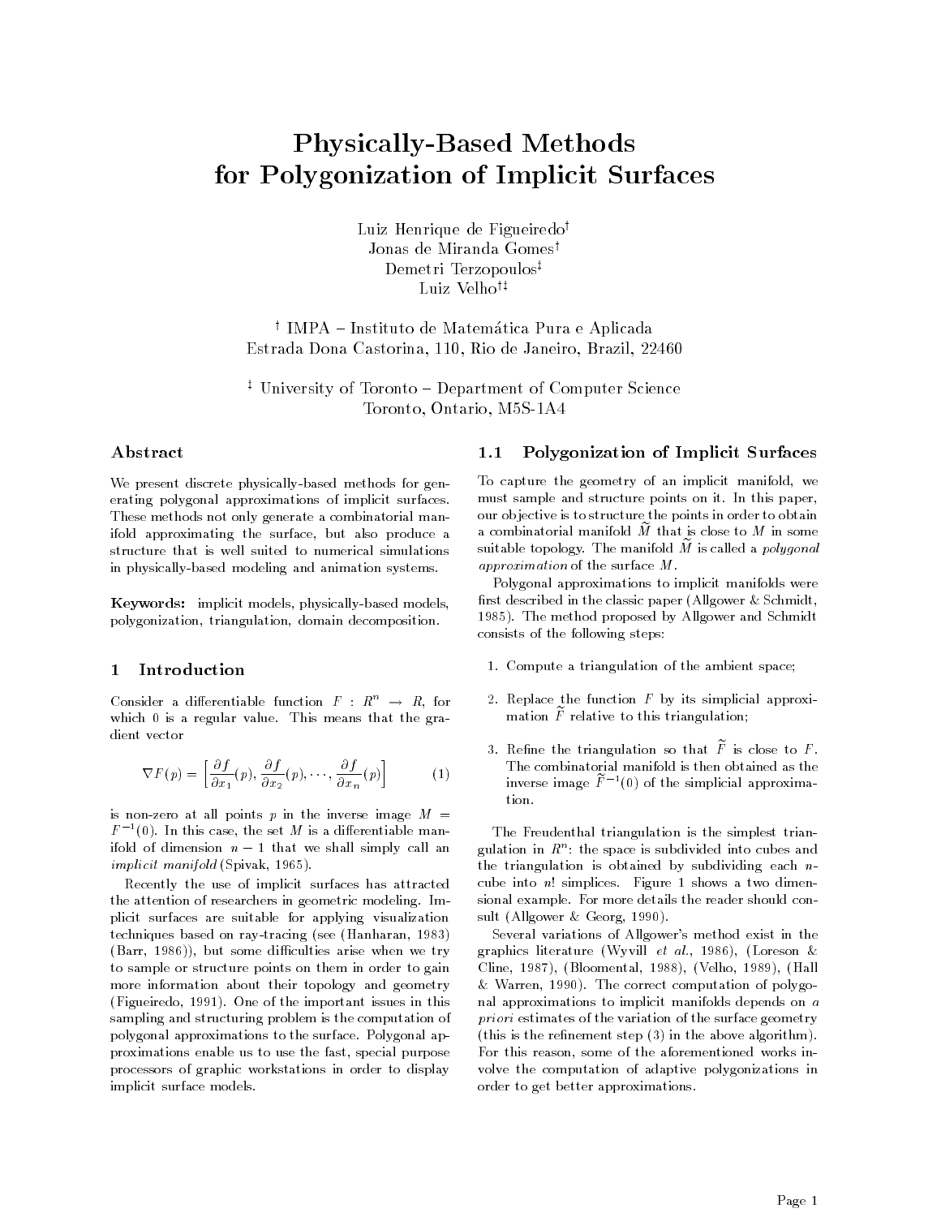# Physically-Based Methods for Polygonization of Implicit Surfaces

Luiz Henrique de Figueiredo[†]
Jonas de Miranda Gomes[†]
Demetri Terzopoulos[‡]
Luiz Velho[†‡]

[†] IMPA – Instituto de Matemática Pura e Aplicada
Estrada Dona Castorina, 110, Rio de Janeiro, Brazil, 22460

[‡] University of Toronto – Department of Computer Science
Toronto, Ontario, M5S-1A4

## Abstract

We present discrete physically-based methods for generating polygonal approximations of implicit surfaces. These methods not only generate a combinatorial manifold approximating the surface, but also produce a structure that is well suited to numerical simulations in physically-based modeling and animation systems.

**Keywords:** implicit models, physically-based models, polygonization, triangulation, domain decomposition.

## 1 Introduction

Consider a differentiable function $F : R^n \to R$, for which 0 is a regular value. This means that the gradient vector

$$\nabla F(p) = \left[\frac{\partial f}{\partial x_1}(p), \frac{\partial f}{\partial x_2}(p), \cdots, \frac{\partial f}{\partial x_n}(p)\right] \tag{1}$$

is non-zero at all points $p$ in the inverse image $M = F^{-1}(0)$. In this case, the set $M$ is a differentiable manifold of dimension $n-1$ that we shall simply call an *implicit manifold* (Spivak, 1965).

Recently the use of implicit surfaces has attracted the attention of researchers in geometric modeling. Implicit surfaces are suitable for applying visualization techniques based on ray-tracing (see (Hanharan, 1983) (Barr, 1986)), but some difficulties arise when we try to sample or structure points on them in order to gain more information about their topology and geometry (Figueiredo, 1991). One of the important issues in this sampling and structuring problem is the computation of polygonal approximations to the surface. Polygonal approximations enable us to use the fast, special purpose processors of graphic workstations in order to display implicit surface models.

### 1.1 Polygonization of Implicit Surfaces

To capture the geometry of an implicit manifold, we must sample and structure points on it. In this paper, our objective is to structure the points in order to obtain a combinatorial manifold $\widetilde{M}$ that is close to $M$ in some suitable topology. The manifold $\widetilde{M}$ is called a *polygonal approximation* of the surface $M$.

Polygonal approximations to implicit manifolds were first described in the classic paper (Allgower & Schmidt, 1985). The method proposed by Allgower and Schmidt consists of the following steps:

1. Compute a triangulation of the ambient space;
2. Replace the function $F$ by its simplicial approximation $\widetilde{F}$ relative to this triangulation;
3. Refine the triangulation so that $\widetilde{F}$ is close to $F$. The combinatorial manifold is then obtained as the inverse image $\widetilde{F}^{-1}(0)$ of the simplicial approximation.

The Freudenthal triangulation is the simplest triangulation in $R^n$: the space is subdivided into cubes and the triangulation is obtained by subdividing each $n$-cube into $n!$ simplices. Figure 1 shows a two dimensional example. For more details the reader should consult (Allgower & Georg, 1990).

Several variations of Allgower's method exist in the graphics literature (Wyvill *et al.*, 1986), (Loreson & Cline, 1987), (Bloomental, 1988), (Velho, 1989), (Hall & Warren, 1990). The correct computation of polygonal approximations to implicit manifolds depends on *a priori* estimates of the variation of the surface geometry (this is the refinement step (3) in the above algorithm). For this reason, some of the aforementioned works involve the computation of adaptive polygonizations in order to get better approximations.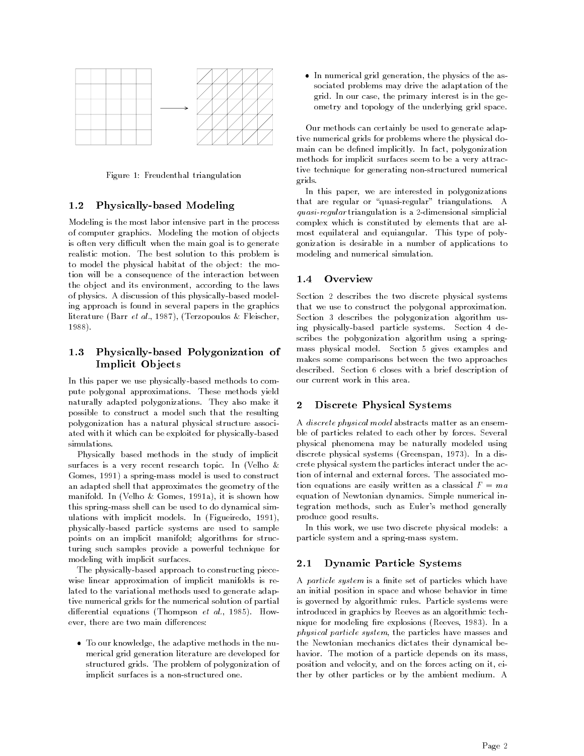Figure 1: Freudenthal triangulation

### 1.2 Physically-based Modeling

Modeling is the most labor intensive part in the process of computer graphics. Modeling the motion of objects is often very difficult when the main goal is to generate realistic motion. The best solution to this problem is to model the physical habitat of the object: the motion will be a consequence of the interaction between the object and its environment, according to the laws of physics. A discussion of this physically-based modeling approach is found in several papers in the graphics literature (Barr *et al.*, 1987), (Terzopoulos & Fleischer, 1988).

### 1.3 Physically-based Polygonization of Implicit Objects

In this paper we use physically-based methods to compute polygonal approximations. These methods yield naturally adapted polygonizations. They also make it possible to construct a model such that the resulting polygonization has a natural physical structure associated with it which can be exploited for physically-based simulations.

Physically based methods in the study of implicit surfaces is a very recent research topic. In (Velho & Gomes, 1991) a spring-mass model is used to construct an adapted shell that approximates the geometry of the manifold. In (Velho & Gomes, 1991a), it is shown how this spring-mass shell can be used to do dynamical simulations with implicit models. In (Figueiredo, 1991), physically-based particle systems are used to sample points on an implicit manifold; algorithms for structuring such samples provide a powerful technique for modeling with implicit surfaces.

The physically-based approach to constructing piecewise linear approximation of implicit manifolds is related to the variational methods used to generate adaptive numerical grids for the numerical solution of partial differential equations (Thompson *et al.*, 1985). However, there are two main differences:

- To our knowledge, the adaptive methods in the numerical grid generation literature are developed for structured grids. The problem of polygonization of implicit surfaces is a non-structured one.
- In numerical grid generation, the physics of the associated problems may drive the adaptation of the grid. In our case, the primary interest is in the geometry and topology of the underlying grid space.

Our methods can certainly be used to generate adaptive numerical grids for problems where the physical domain can be defined implicitly. In fact, polygonization methods for implicit surfaces seem to be a very attractive technique for generating non-structured numerical grids.

In this paper, we are interested in polygonizations that are regular or "quasi-regular" triangulations. A *quasi-regular* triangulation is a 2-dimensional simplicial complex which is constituted by elements that are almost equilateral and equiangular. This type of polygonization is desirable in a number of applications to modeling and numerical simulation.

### 1.4 Overview

Section 2 describes the two discrete physical systems that we use to construct the polygonal approximation. Section 3 describes the polygonization algorithm using physically-based particle systems. Section 4 describes the polygonization algorithm using a spring-mass physical model. Section 5 gives examples and makes some comparisons between the two approaches described. Section 6 closes with a brief description of our current work in this area.

## 2 Discrete Physical Systems

A *discrete physical model* abstracts matter as an ensemble of particles related to each other by forces. Several physical phenomena may be naturally modeled using discrete physical systems (Greenspan, 1973). In a discrete physical system the particles interact under the action of internal and external forces. The associated motion equations are easily written as a classical $F = ma$ equation of Newtonian dynamics. Simple numerical integration methods, such as Euler's method generally produce good results.

In this work, we use two discrete physical models: a particle system and a spring-mass system.

### 2.1 Dynamic Particle Systems

A *particle system* is a finite set of particles which have an initial position in space and whose behavior in time is governed by algorithmic rules. Particle systems were introduced in graphics by Reeves as an algorithmic technique for modeling fire explosions (Reeves, 1983). In a *physical particle system*, the particles have masses and the Newtonian mechanics dictates their dynamical behavior. The motion of a particle depends on its mass, position and velocity, and on the forces acting on it, either by other particles or by the ambient medium. A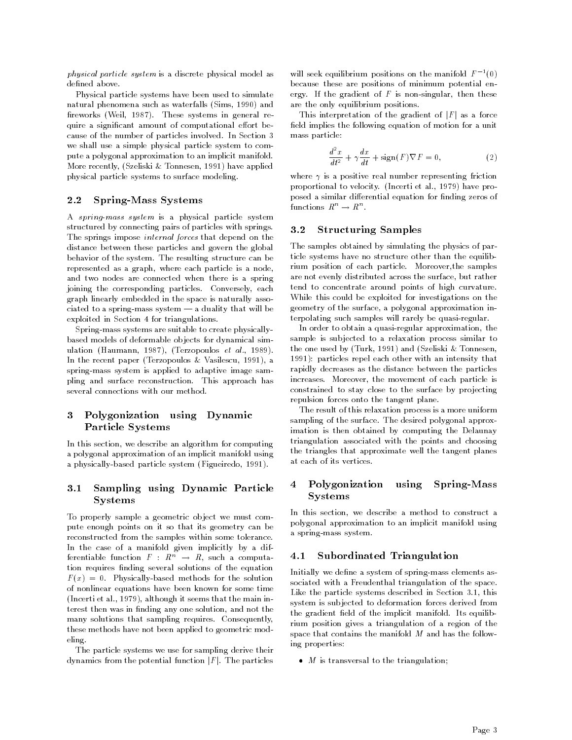*physical particle system* is a discrete physical model as defined above.

Physical particle systems have been used to simulate natural phenomena such as waterfalls (Sims, 1990) and fireworks (Weil, 1987). These systems in general require a significant amount of computational effort because of the number of particles involved. In Section 3 we shall use a simple physical particle system to compute a polygonal approximation to an implicit manifold. More recently, (Szeliski & Tonnesen, 1991) have applied physical particle systems to surface modeling.

### 2.2 Spring-Mass Systems

A *spring-mass system* is a physical particle system structured by connecting pairs of particles with springs. The springs impose *internal forces* that depend on the distance between these particles and govern the global behavior of the system. The resulting structure can be represented as a graph, where each particle is a node, and two nodes are connected when there is a spring joining the corresponding particles. Conversely, each graph linearly embedded in the space is naturally associated to a spring-mass system — a duality that will be exploited in Section 4 for triangulations.

Spring-mass systems are suitable to create physically-based models of deformable objects for dynamical simulation (Haumann, 1987), (Terzopoulos *et al.*, 1989). In the recent paper (Terzopoulos & Vasilescu, 1991), a spring-mass system is applied to adaptive image sampling and surface reconstruction. This approach has several connections with our method.

## 3 Polygonization using Dynamic Particle Systems

In this section, we describe an algorithm for computing a polygonal approximation of an implicit manifold using a physically-based particle system (Figueiredo, 1991).

### 3.1 Sampling using Dynamic Particle Systems

To properly sample a geometric object we must compute enough points on it so that its geometry can be reconstructed from the samples within some tolerance. In the case of a manifold given implicitly by a differentiable function $F : R^n \to R$, such a computation requires finding several solutions of the equation $F(x) = 0$. Physically-based methods for the solution of nonlinear equations have been known for some time (Incerti et al., 1979), although it seems that the main interest then was in finding any one solution, and not the many solutions that sampling requires. Consequently, these methods have not been applied to geometric modeling.

The particle systems we use for sampling derive their dynamics from the potential function $|F|$. The particles will seek equilibrium positions on the manifold $F^{-1}(0)$ because these are positions of minimum potential energy. If the gradient of $F$ is non-singular, then these are the only equilibrium positions.

This interpretation of the gradient of $|F|$ as a force field implies the following equation of motion for a unit mass particle:

$$\frac{d^2x}{dt^2} + \gamma \frac{dx}{dt} + \text{sign}(F)\nabla F = 0, \tag{2}$$

where $\gamma$ is a positive real number representing friction proportional to velocity. (Incerti et al., 1979) have proposed a similar differential equation for finding zeros of functions $R^n \to R^n$.

### 3.2 Structuring Samples

The samples obtained by simulating the physics of particle systems have no structure other than the equilibrium position of each particle. Moreover,the samples are not evenly distributed across the surface, but rather tend to concentrate around points of high curvature. While this could be exploited for investigations on the geometry of the surface, a polygonal approximation interpolating such samples will rarely be quasi-regular.

In order to obtain a quasi-regular approximation, the sample is subjected to a relaxation process similar to the one used by (Turk, 1991) and (Szeliski & Tonnesen, 1991): particles repel each other with an intensity that rapidly decreases as the distance between the particles increases. Moreover, the movement of each particle is constrained to stay close to the surface by projecting repulsion forces onto the tangent plane.

The result of this relaxation process is a more uniform sampling of the surface. The desired polygonal approximation is then obtained by computing the Delaunay triangulation associated with the points and choosing the triangles that approximate well the tangent planes at each of its vertices.

## 4 Polygonization using Spring-Mass Systems

In this section, we describe a method to construct a polygonal approximation to an implicit manifold using a spring-mass system.

### 4.1 Subordinated Triangulation

Initially we define a system of spring-mass elements associated with a Freudenthal triangulation of the space. Like the particle systems described in Section 3.1, this system is subjected to deformation forces derived from the gradient field of the implicit manifold. Its equilibrium position gives a triangulation of a region of the space that contains the manifold $M$ and has the following properties:

- $M$ is transversal to the triangulation;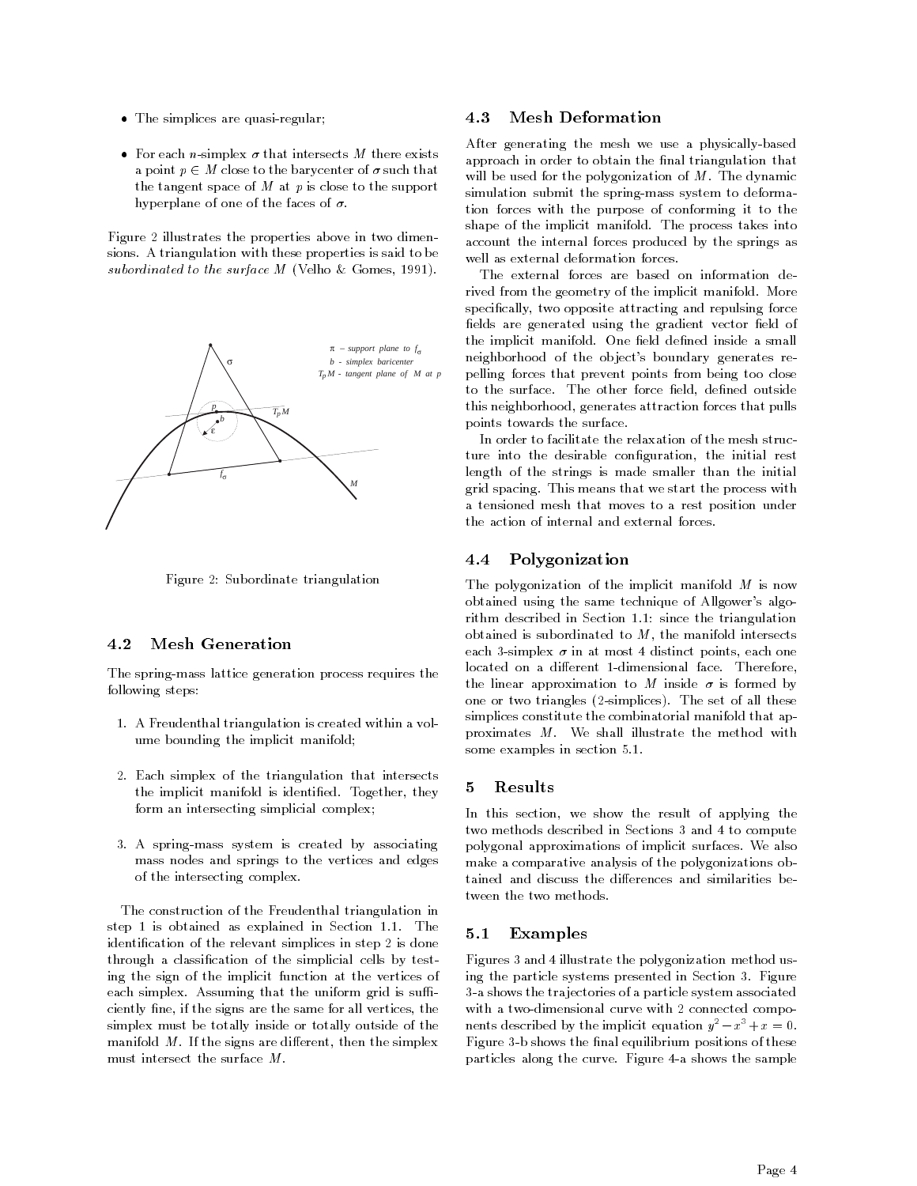- The simplices are quasi-regular;
- For each $n$-simplex $\sigma$ that intersects $M$ there exists a point $p \in M$ close to the barycenter of $\sigma$ such that the tangent space of $M$ at $p$ is close to the support hyperplane of one of the faces of $\sigma$.

Figure 2 illustrates the properties above in two dimensions. A triangulation with these properties is said to be *subordinated to the surface M* (Velho & Gomes, 1991).

Figure 2: Subordinate triangulation

### 4.2 Mesh Generation

The spring-mass lattice generation process requires the following steps:

1. A Freudenthal triangulation is created within a volume bounding the implicit manifold;
2. Each simplex of the triangulation that intersects the implicit manifold is identified. Together, they form an intersecting simplicial complex;
3. A spring-mass system is created by associating mass nodes and springs to the vertices and edges of the intersecting complex.

The construction of the Freudenthal triangulation in step 1 is obtained as explained in Section 1.1. The identification of the relevant simplices in step 2 is done through a classification of the simplicial cells by testing the sign of the implicit function at the vertices of each simplex. Assuming that the uniform grid is sufficiently fine, if the signs are the same for all vertices, the simplex must be totally inside or totally outside of the manifold $M$. If the signs are different, then the simplex must intersect the surface $M$.

### 4.3 Mesh Deformation

After generating the mesh we use a physically-based approach in order to obtain the final triangulation that will be used for the polygonization of $M$. The dynamic simulation submit the spring-mass system to deformation forces with the purpose of conforming it to the shape of the implicit manifold. The process takes into account the internal forces produced by the springs as well as external deformation forces.

The external forces are based on information derived from the geometry of the implicit manifold. More specifically, two opposite attracting and repulsing force fields are generated using the gradient vector field of the implicit manifold. One field defined inside a small neighborhood of the object's boundary generates repelling forces that prevent points from being too close to the surface. The other force field, defined outside this neighborhood, generates attraction forces that pulls points towards the surface.

In order to facilitate the relaxation of the mesh structure into the desirable configuration, the initial rest length of the strings is made smaller than the initial grid spacing. This means that we start the process with a tensioned mesh that moves to a rest position under the action of internal and external forces.

### 4.4 Polygonization

The polygonization of the implicit manifold $M$ is now obtained using the same technique of Allgower's algorithm described in Section 1.1: since the triangulation obtained is subordinated to $M$, the manifold intersects each 3-simplex $\sigma$ in at most 4 distinct points, each one located on a different 1-dimensional face. Therefore, the linear approximation to $M$ inside $\sigma$ is formed by one or two triangles (2-simplices). The set of all these simplices constitute the combinatorial manifold that approximates $M$. We shall illustrate the method with some examples in section 5.1.

## 5 Results

In this section, we show the result of applying the two methods described in Sections 3 and 4 to compute polygonal approximations of implicit surfaces. We also make a comparative analysis of the polygonizations obtained and discuss the differences and similarities between the two methods.

### 5.1 Examples

Figures 3 and 4 illustrate the polygonization method using the particle systems presented in Section 3. Figure 3-a shows the trajectories of a particle system associated with a two-dimensional curve with 2 connected components described by the implicit equation $y^2 - x^3 + x = 0$. Figure 3-b shows the final equilibrium positions of these particles along the curve. Figure 4-a shows the sample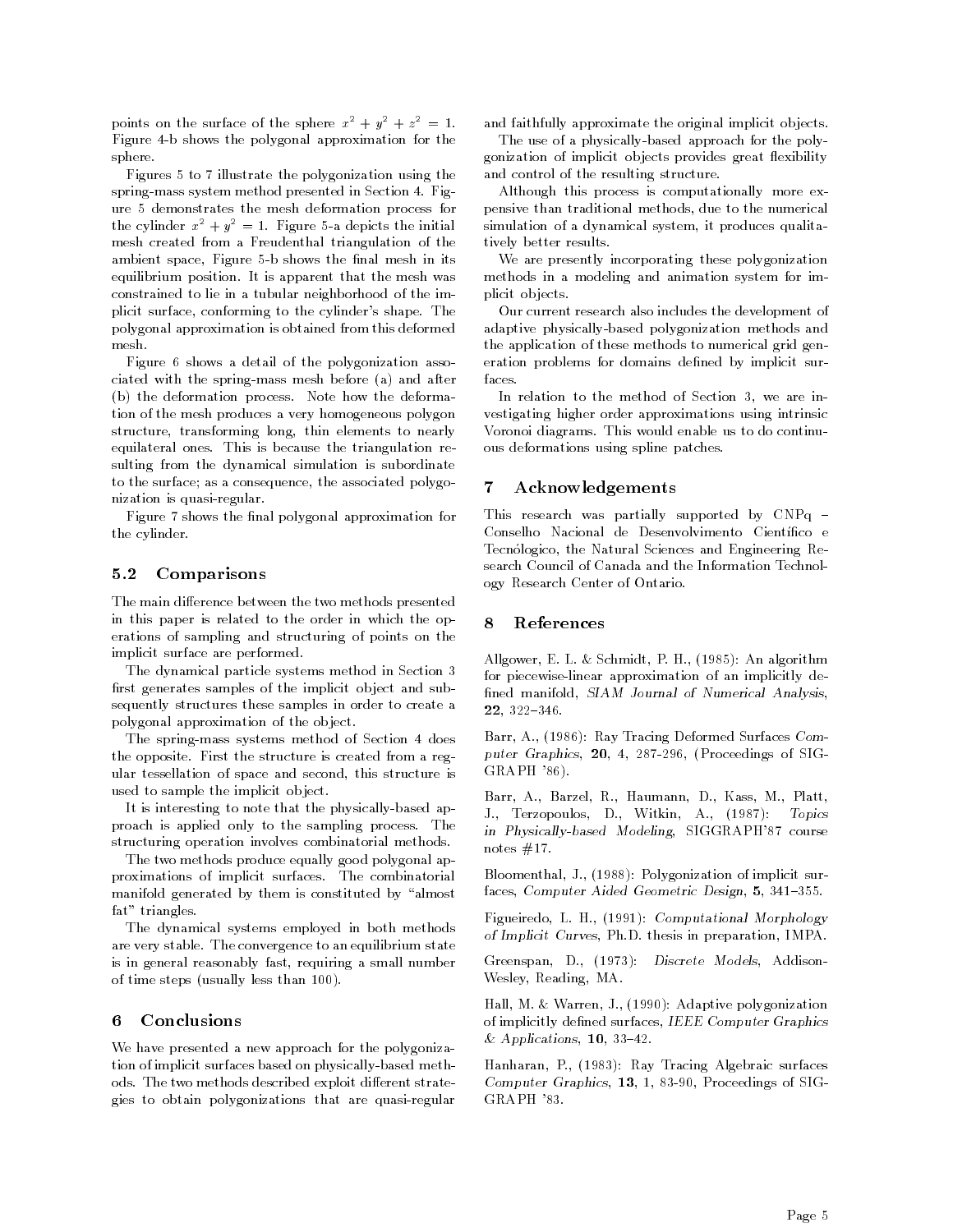points on the surface of the sphere $x^2 + y^2 + z^2 = 1$. Figure 4-b shows the polygonal approximation for the sphere.

Figures 5 to 7 illustrate the polygonization using the spring-mass system method presented in Section 4. Figure 5 demonstrates the mesh deformation process for the cylinder $x^2 + y^2 = 1$. Figure 5-a depicts the initial mesh created from a Freudenthal triangulation of the ambient space, Figure 5-b shows the final mesh in its equilibrium position. It is apparent that the mesh was constrained to lie in a tubular neighborhood of the implicit surface, conforming to the cylinder's shape. The polygonal approximation is obtained from this deformed mesh.

Figure 6 shows a detail of the polygonization associated with the spring-mass mesh before (a) and after (b) the deformation process. Note how the deformation of the mesh produces a very homogeneous polygon structure, transforming long, thin elements to nearly equilateral ones. This is because the triangulation resulting from the dynamical simulation is subordinate to the surface; as a consequence, the associated polygonization is quasi-regular.

Figure 7 shows the final polygonal approximation for the cylinder.

### 5.2 Comparisons

The main difference between the two methods presented in this paper is related to the order in which the operations of sampling and structuring of points on the implicit surface are performed.

The dynamical particle systems method in Section 3 first generates samples of the implicit object and subsequently structures these samples in order to create a polygonal approximation of the object.

The spring-mass systems method of Section 4 does the opposite. First the structure is created from a regular tessellation of space and second, this structure is used to sample the implicit object.

It is interesting to note that the physically-based approach is applied only to the sampling process. The structuring operation involves combinatorial methods.

The two methods produce equally good polygonal approximations of implicit surfaces. The combinatorial manifold generated by them is constituted by "almost fat" triangles.

The dynamical systems employed in both methods are very stable. The convergence to an equilibrium state is in general reasonably fast, requiring a small number of time steps (usually less than 100).

## 6 Conclusions

We have presented a new approach for the polygonization of implicit surfaces based on physically-based methods. The two methods described exploit different strategies to obtain polygonizations that are quasi-regular and faithfully approximate the original implicit objects.

The use of a physically-based approach for the polygonization of implicit objects provides great flexibility and control of the resulting structure.

Although this process is computationally more expensive than traditional methods, due to the numerical simulation of a dynamical system, it produces qualitatively better results.

We are presently incorporating these polygonization methods in a modeling and animation system for implicit objects.

Our current research also includes the development of adaptive physically-based polygonization methods and the application of these methods to numerical grid generation problems for domains defined by implicit surfaces.

In relation to the method of Section 3, we are investigating higher order approximations using intrinsic Voronoi diagrams. This would enable us to do continuous deformations using spline patches.

## 7 Acknowledgements

This research was partially supported by CNPq – Conselho Nacional de Desenvolvimento Científico e Tecnólogico, the Natural Sciences and Engineering Research Council of Canada and the Information Technology Research Center of Ontario.

## 8 References

Allgower, E. L. & Schmidt, P. H., (1985): An algorithm for piecewise-linear approximation of an implicitly defined manifold, *SIAM Journal of Numerical Analysis*, **22**, 322–346.

Barr, A., (1986): Ray Tracing Deformed Surfaces *Computer Graphics*, **20**, 4, 287-296, (Proceedings of SIGGRAPH '86).

Barr, A., Barzel, R., Haumann, D., Kass, M., Platt, J., Terzopoulos, D., Witkin, A., (1987): *Topics in Physically-based Modeling*, SIGGRAPH'87 course notes #17.

Bloomenthal, J., (1988): Polygonization of implicit surfaces, *Computer Aided Geometric Design*, **5**, 341–355.

Figueiredo, L. H., (1991): *Computational Morphology of Implicit Curves*, Ph.D. thesis in preparation, IMPA.

Greenspan, D., (1973): *Discrete Models*, Addison-Wesley, Reading, MA.

Hall, M. & Warren, J., (1990): Adaptive polygonization of implicitly defined surfaces, *IEEE Computer Graphics & Applications*, **10**, 33–42.

Hanharan, P., (1983): Ray Tracing Algebraic surfaces *Computer Graphics*, **13**, 1, 83-90, Proceedings of SIGGRAPH '83.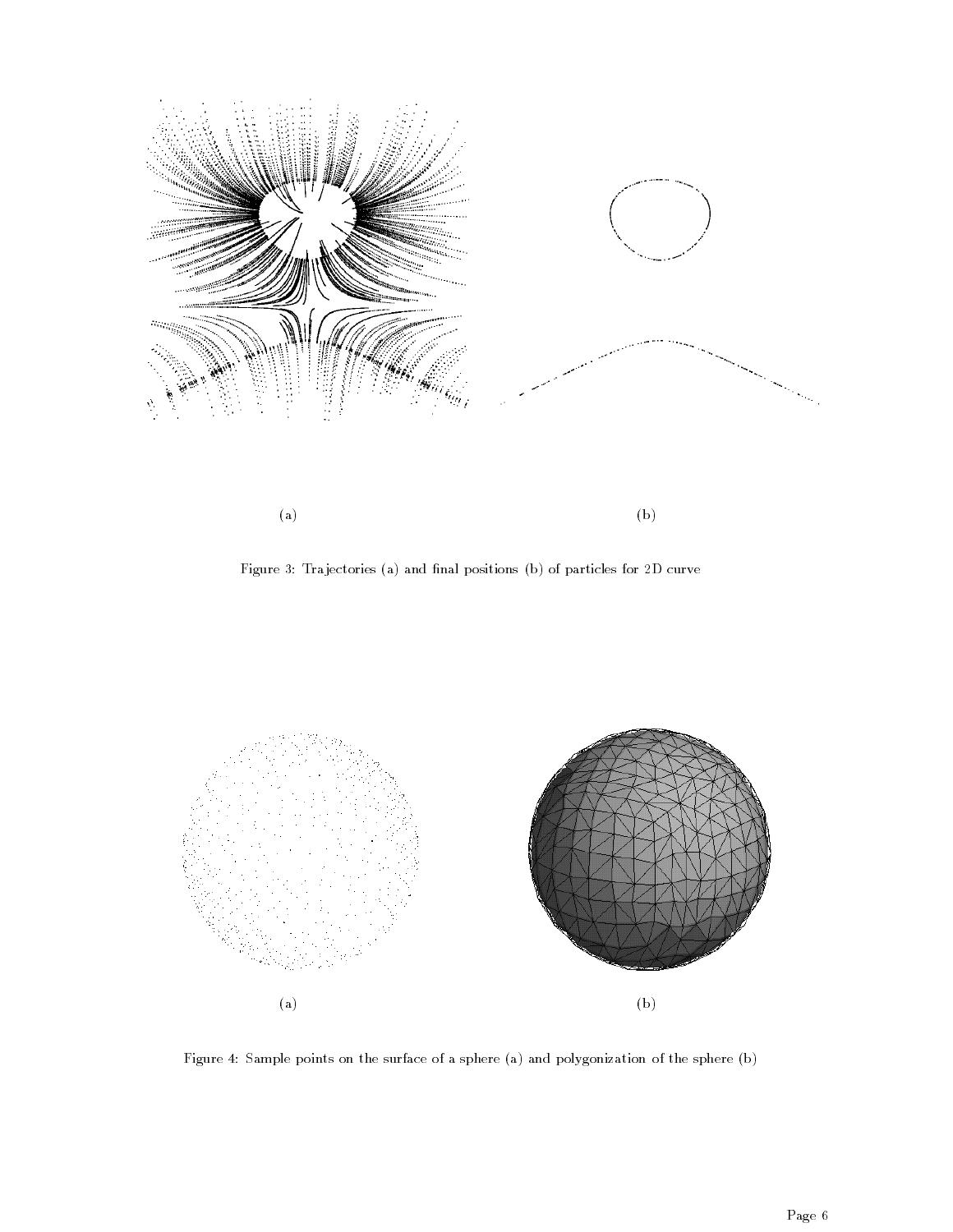(a)

(b)

Figure 3: Trajectories (a) and final positions (b) of particles for 2D curve

(a)

(b)

Figure 4: Sample points on the surface of a sphere (a) and polygonization of the sphere (b)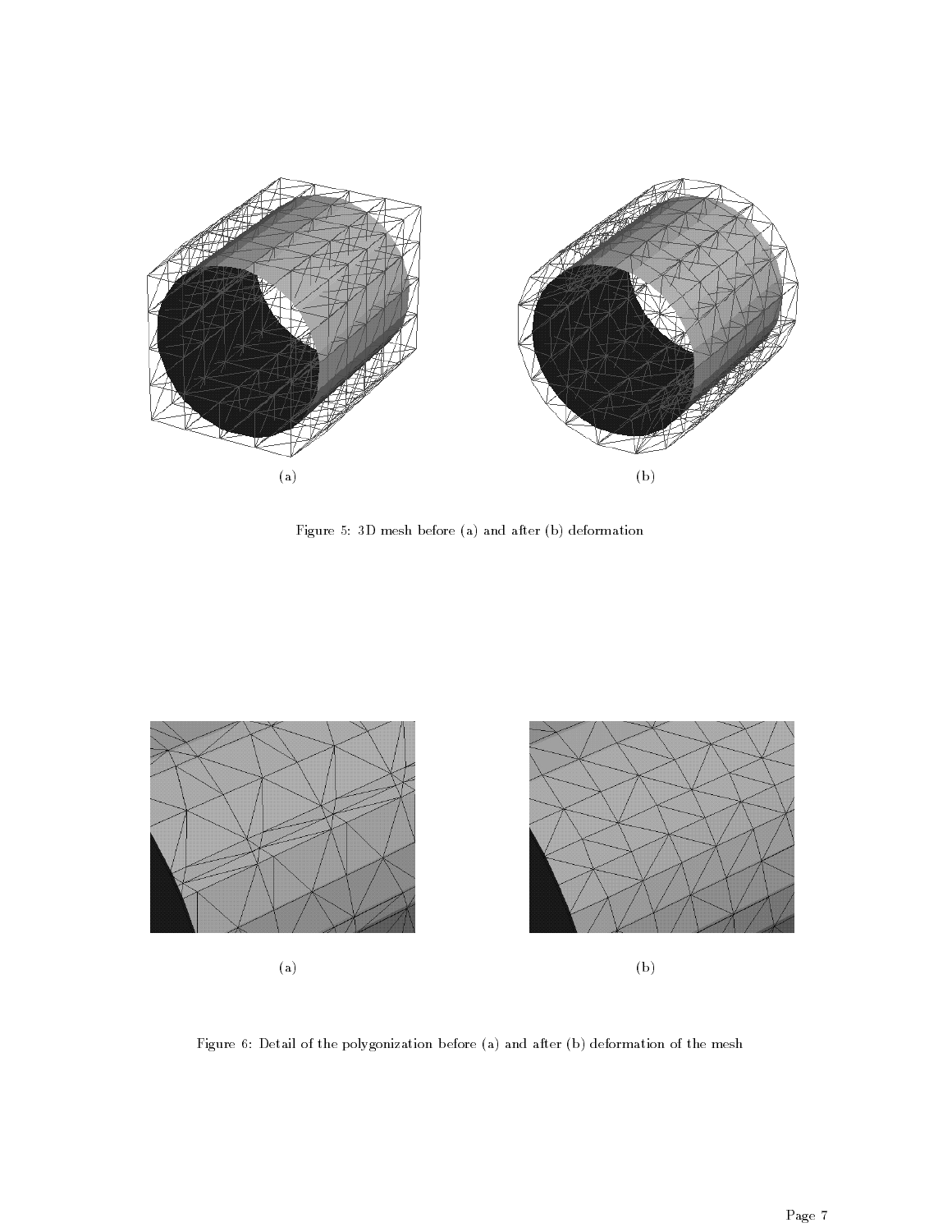(a)

(b)

Figure 5: 3D mesh before (a) and after (b) deformation

(a)

(b)

Figure 6: Detail of the polygonization before (a) and after (b) deformation of the mesh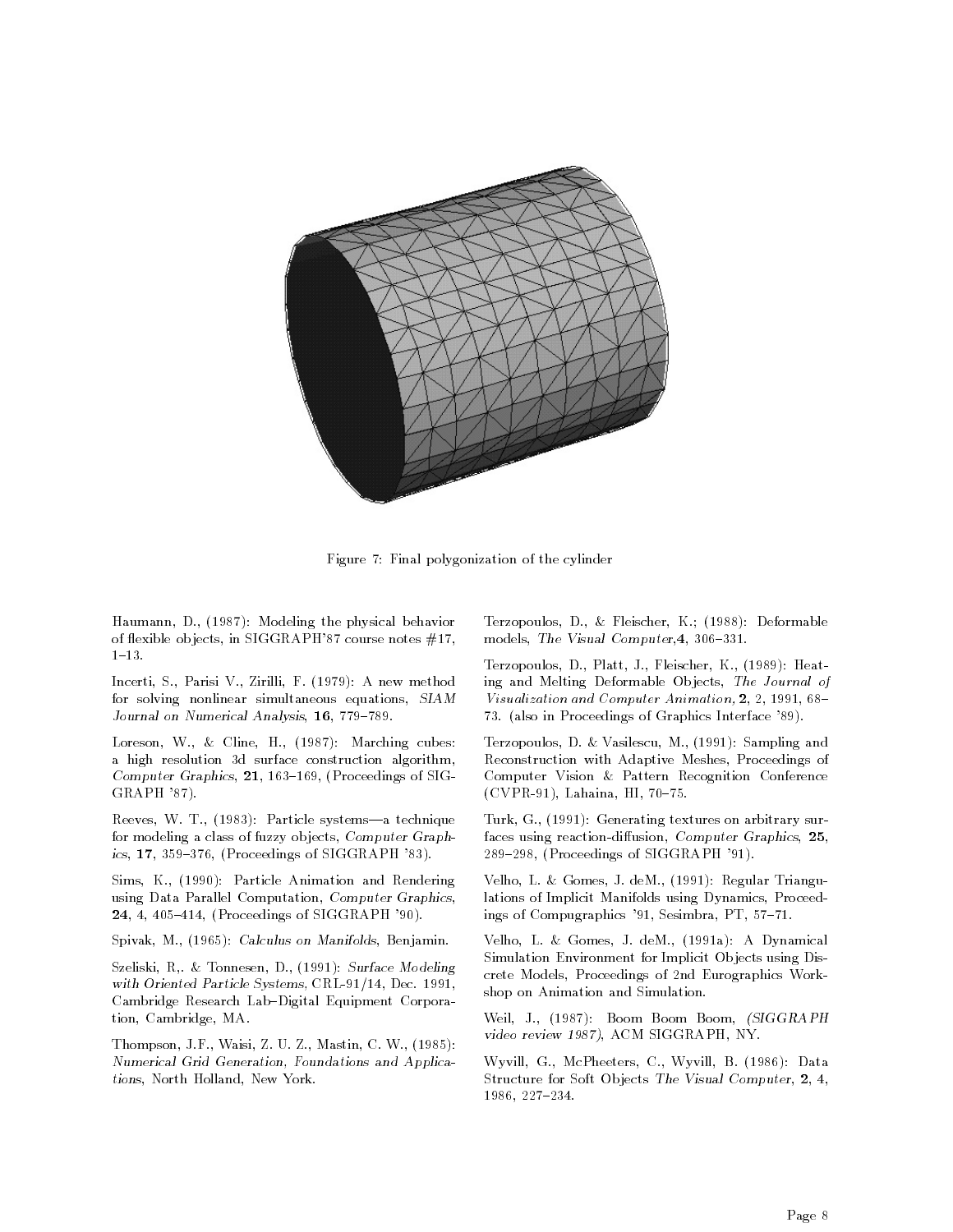Figure 7: Final polygonization of the cylinder

Haumann, D., (1987): Modeling the physical behavior of flexible objects, in SIGGRAPH'87 course notes #17, 1–13.

Incerti, S., Parisi V., Zirilli, F. (1979): A new method for solving nonlinear simultaneous equations, *SIAM Journal on Numerical Analysis*, **16**, 779–789.

Loreson, W., & Cline, H., (1987): Marching cubes: a high resolution 3d surface construction algorithm, *Computer Graphics*, **21**, 163–169, (Proceedings of SIGGRAPH '87).

Reeves, W. T., (1983): Particle systems—a technique for modeling a class of fuzzy objects, *Computer Graphics*, **17**, 359–376, (Proceedings of SIGGRAPH '83).

Sims, K., (1990): Particle Animation and Rendering using Data Parallel Computation, *Computer Graphics*, **24**, 4, 405–414, (Proceedings of SIGGRAPH '90).

Spivak, M., (1965): *Calculus on Manifolds*, Benjamin.

Szeliski, R,. & Tonnesen, D., (1991): *Surface Modeling with Oriented Particle Systems,* CRL-91/14, Dec. 1991, Cambridge Research Lab–Digital Equipment Corporation, Cambridge, MA.

Thompson, J.F., Waisi, Z. U. Z., Mastin, C. W., (1985): *Numerical Grid Generation, Foundations and Applications*, North Holland, New York.

Terzopoulos, D., & Fleischer, K.; (1988): Deformable models, *The Visual Computer*,**4**, 306–331.

Terzopoulos, D., Platt, J., Fleischer, K., (1989): Heating and Melting Deformable Objects, *The Journal of Visualization and Computer Animation,* **2**, 2, 1991, 68–73. (also in Proceedings of Graphics Interface '89).

Terzopoulos, D. & Vasilescu, M., (1991): Sampling and Reconstruction with Adaptive Meshes, Proceedings of Computer Vision & Pattern Recognition Conference (CVPR-91), Lahaina, HI, 70–75.

Turk, G., (1991): Generating textures on arbitrary surfaces using reaction-diffusion, *Computer Graphics*, **25**, 289–298, (Proceedings of SIGGRAPH '91).

Velho, L. & Gomes, J. deM., (1991): Regular Triangulations of Implicit Manifolds using Dynamics, Proceedings of Compugraphics '91, Sesimbra, PT, 57–71.

Velho, L. & Gomes, J. deM., (1991a): A Dynamical Simulation Environment for Implicit Objects using Discrete Models, Proceedings of 2nd Eurographics Workshop on Animation and Simulation.

Weil, J., (1987): Boom Boom Boom, *(SIGGRAPH video review 1987)*, ACM SIGGRAPH, NY.

Wyvill, G., McPheeters, C., Wyvill, B. (1986): Data Structure for Soft Objects *The Visual Computer*, **2**, 4, 1986, 227–234.